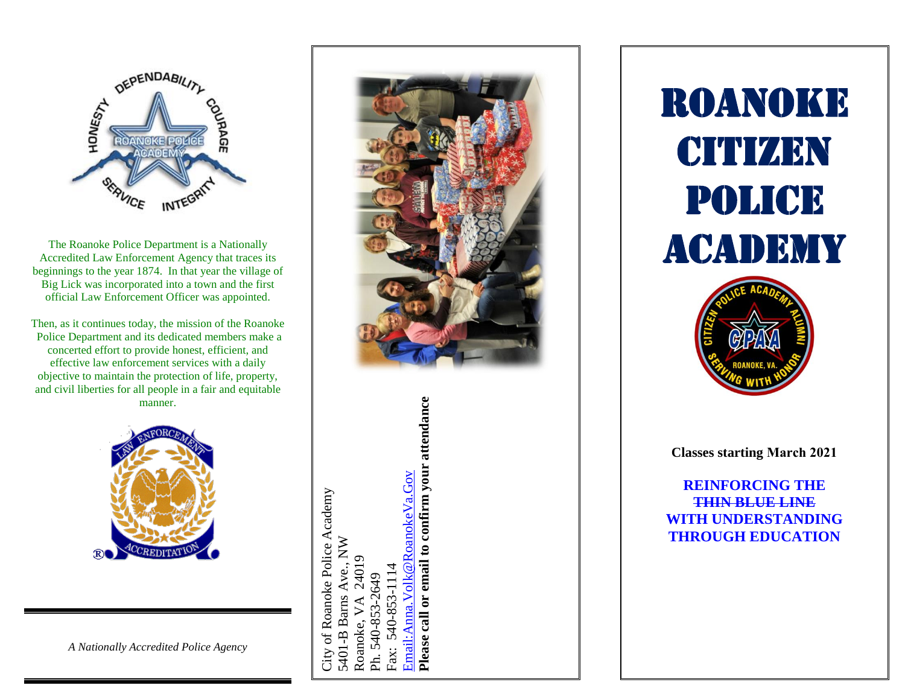The Roanoke Police Department is a Nationally Accredited Law Enforcement Agency that traces its beginnings to the year 1874. In that year the village of Big Lick was incorporated into a town and the first official Law Enforcement Officer was appointed.

Then, as it continues today, the mission of the Roanoke Police Department and its dedicated members make a concerted effort to provide honest, efficient, and effective law enforcement services with a daily objective to maintain the protection of life, property, and civil liberties for all people in a fair and equitable manner.

*A Nationally Accredited Police Agency*

City of Roanoke Police Academy
5401-B Barns Ave., NW
Roanoke, VA 24019
Ph. 540-853-2649
Fax: 540-853-1114
Email:Anna.Volk@RoanokeVa.Gov
**Please call or email to confirm your attendance**

# ROANOKE CITIZEN POLICE ACADEMY

**Classes starting March 2021**

**REINFORCING THE ~~THIN BLUE LINE~~ WITH UNDERSTANDING THROUGH EDUCATION**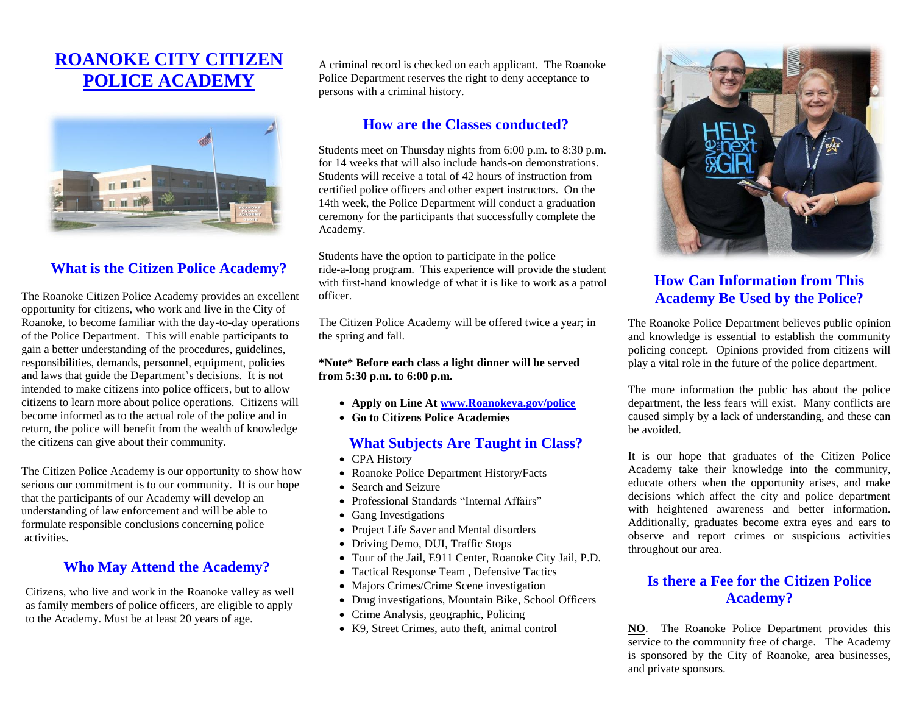# ROANOKE CITY CITIZEN POLICE ACADEMY

## What is the Citizen Police Academy?

The Roanoke Citizen Police Academy provides an excellent opportunity for citizens, who work and live in the City of Roanoke, to become familiar with the day-to-day operations of the Police Department. This will enable participants to gain a better understanding of the procedures, guidelines, responsibilities, demands, personnel, equipment, policies and laws that guide the Department's decisions. It is not intended to make citizens into police officers, but to allow citizens to learn more about police operations. Citizens will become informed as to the actual role of the police and in return, the police will benefit from the wealth of knowledge the citizens can give about their community.

The Citizen Police Academy is our opportunity to show how serious our commitment is to our community. It is our hope that the participants of our Academy will develop an understanding of law enforcement and will be able to formulate responsible conclusions concerning police activities.

## Who May Attend the Academy?

Citizens, who live and work in the Roanoke valley as well as family members of police officers, are eligible to apply to the Academy. Must be at least 20 years of age.

A criminal record is checked on each applicant. The Roanoke Police Department reserves the right to deny acceptance to persons with a criminal history.

## How are the Classes conducted?

Students meet on Thursday nights from 6:00 p.m. to 8:30 p.m. for 14 weeks that will also include hands-on demonstrations. Students will receive a total of 42 hours of instruction from certified police officers and other expert instructors. On the 14th week, the Police Department will conduct a graduation ceremony for the participants that successfully complete the Academy.

Students have the option to participate in the police ride-a-long program. This experience will provide the student with first-hand knowledge of what it is like to work as a patrol officer.

The Citizen Police Academy will be offered twice a year; in the spring and fall.

**\*Note\* Before each class a light dinner will be served from 5:30 p.m. to 6:00 p.m.**

- **Apply on Line At www.Roanokeva.gov/police**
- **Go to Citizens Police Academies**

## What Subjects Are Taught in Class?

- CPA History
- Roanoke Police Department History/Facts
- Search and Seizure
- Professional Standards "Internal Affairs"
- Gang Investigations
- Project Life Saver and Mental disorders
- Driving Demo, DUI, Traffic Stops
- Tour of the Jail, E911 Center, Roanoke City Jail, P.D.
- Tactical Response Team , Defensive Tactics
- Majors Crimes/Crime Scene investigation
- Drug investigations, Mountain Bike, School Officers
- Crime Analysis, geographic, Policing
- K9, Street Crimes, auto theft, animal control

## How Can Information from This Academy Be Used by the Police?

The Roanoke Police Department believes public opinion and knowledge is essential to establish the community policing concept. Opinions provided from citizens will play a vital role in the future of the police department.

The more information the public has about the police department, the less fears will exist. Many conflicts are caused simply by a lack of understanding, and these can be avoided.

It is our hope that graduates of the Citizen Police Academy take their knowledge into the community, educate others when the opportunity arises, and make decisions which affect the city and police department with heightened awareness and better information. Additionally, graduates become extra eyes and ears to observe and report crimes or suspicious activities throughout our area.

## Is there a Fee for the Citizen Police Academy?

**NO**. The Roanoke Police Department provides this service to the community free of charge. The Academy is sponsored by the City of Roanoke, area businesses, and private sponsors.